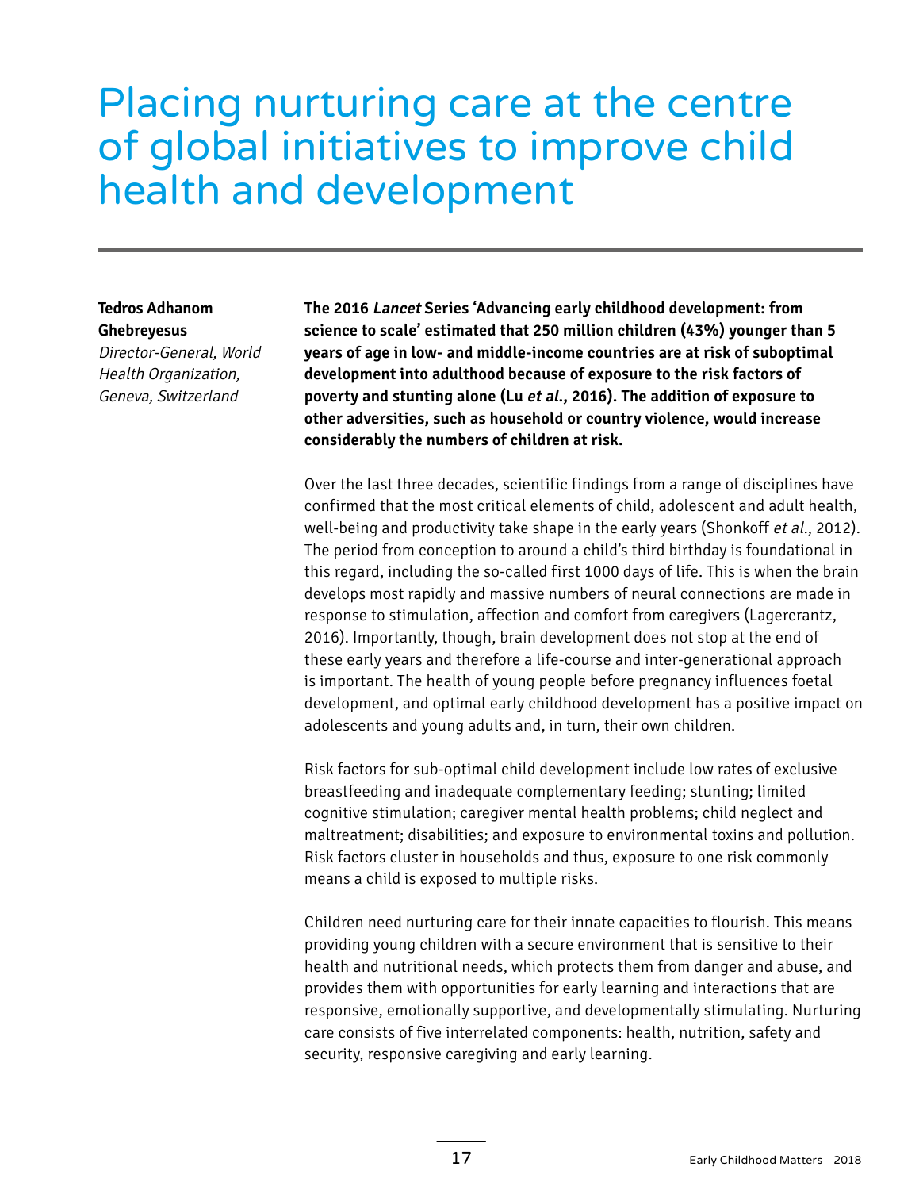# Placing nurturing care at the centre of global initiatives to improve child health and development

**Tedros Adhanom Ghebreyesus**
*Director-General, World Health Organization, Geneva, Switzerland*

**The 2016 *Lancet* Series 'Advancing early childhood development: from science to scale' estimated that 250 million children (43%) younger than 5 years of age in low- and middle-income countries are at risk of suboptimal development into adulthood because of exposure to the risk factors of poverty and stunting alone (Lu *et al.*, 2016). The addition of exposure to other adversities, such as household or country violence, would increase considerably the numbers of children at risk.**

Over the last three decades, scientific findings from a range of disciplines have confirmed that the most critical elements of child, adolescent and adult health, well-being and productivity take shape in the early years (Shonkoff *et al.*, 2012). The period from conception to around a child's third birthday is foundational in this regard, including the so-called first 1000 days of life. This is when the brain develops most rapidly and massive numbers of neural connections are made in response to stimulation, affection and comfort from caregivers (Lagercrantz, 2016). Importantly, though, brain development does not stop at the end of these early years and therefore a life-course and inter-generational approach is important. The health of young people before pregnancy influences foetal development, and optimal early childhood development has a positive impact on adolescents and young adults and, in turn, their own children.

Risk factors for sub-optimal child development include low rates of exclusive breastfeeding and inadequate complementary feeding; stunting; limited cognitive stimulation; caregiver mental health problems; child neglect and maltreatment; disabilities; and exposure to environmental toxins and pollution. Risk factors cluster in households and thus, exposure to one risk commonly means a child is exposed to multiple risks.

Children need nurturing care for their innate capacities to flourish. This means providing young children with a secure environment that is sensitive to their health and nutritional needs, which protects them from danger and abuse, and provides them with opportunities for early learning and interactions that are responsive, emotionally supportive, and developmentally stimulating. Nurturing care consists of five interrelated components: health, nutrition, safety and security, responsive caregiving and early learning.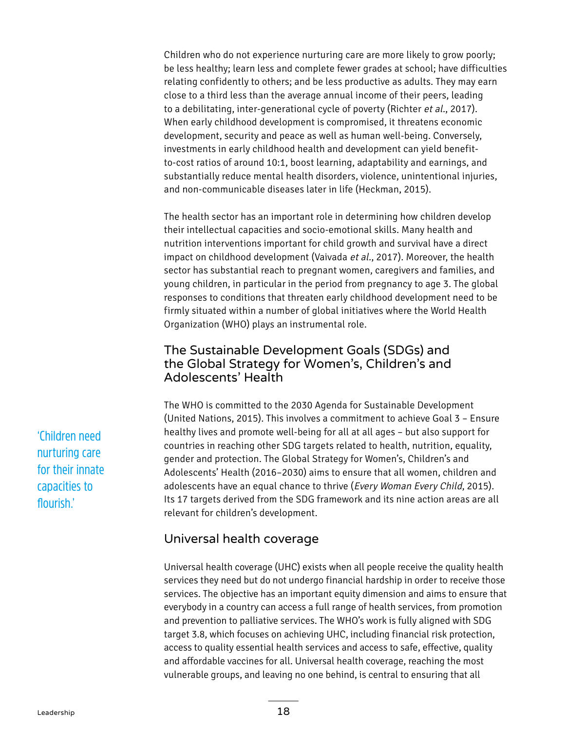Children who do not experience nurturing care are more likely to grow poorly; be less healthy; learn less and complete fewer grades at school; have difficulties relating confidently to others; and be less productive as adults. They may earn close to a third less than the average annual income of their peers, leading to a debilitating, inter-generational cycle of poverty (Richter *et al.*, 2017). When early childhood development is compromised, it threatens economic development, security and peace as well as human well-being. Conversely, investments in early childhood health and development can yield benefit-to-cost ratios of around 10:1, boost learning, adaptability and earnings, and substantially reduce mental health disorders, violence, unintentional injuries, and non-communicable diseases later in life (Heckman, 2015).

The health sector has an important role in determining how children develop their intellectual capacities and socio-emotional skills. Many health and nutrition interventions important for child growth and survival have a direct impact on childhood development (Vaivada *et al.*, 2017). Moreover, the health sector has substantial reach to pregnant women, caregivers and families, and young children, in particular in the period from pregnancy to age 3. The global responses to conditions that threaten early childhood development need to be firmly situated within a number of global initiatives where the World Health Organization (WHO) plays an instrumental role.

## The Sustainable Development Goals (SDGs) and the Global Strategy for Women's, Children's and Adolescents' Health

'Children need nurturing care for their innate capacities to flourish.'

The WHO is committed to the 2030 Agenda for Sustainable Development (United Nations, 2015). This involves a commitment to achieve Goal 3 – Ensure healthy lives and promote well-being for all at all ages – but also support for countries in reaching other SDG targets related to health, nutrition, equality, gender and protection. The Global Strategy for Women's, Children's and Adolescents' Health (2016–2030) aims to ensure that all women, children and adolescents have an equal chance to thrive (*Every Woman Every Child*, 2015). Its 17 targets derived from the SDG framework and its nine action areas are all relevant for children's development.

## Universal health coverage

Universal health coverage (UHC) exists when all people receive the quality health services they need but do not undergo financial hardship in order to receive those services. The objective has an important equity dimension and aims to ensure that everybody in a country can access a full range of health services, from promotion and prevention to palliative services. The WHO's work is fully aligned with SDG target 3.8, which focuses on achieving UHC, including financial risk protection, access to quality essential health services and access to safe, effective, quality and affordable vaccines for all. Universal health coverage, reaching the most vulnerable groups, and leaving no one behind, is central to ensuring that all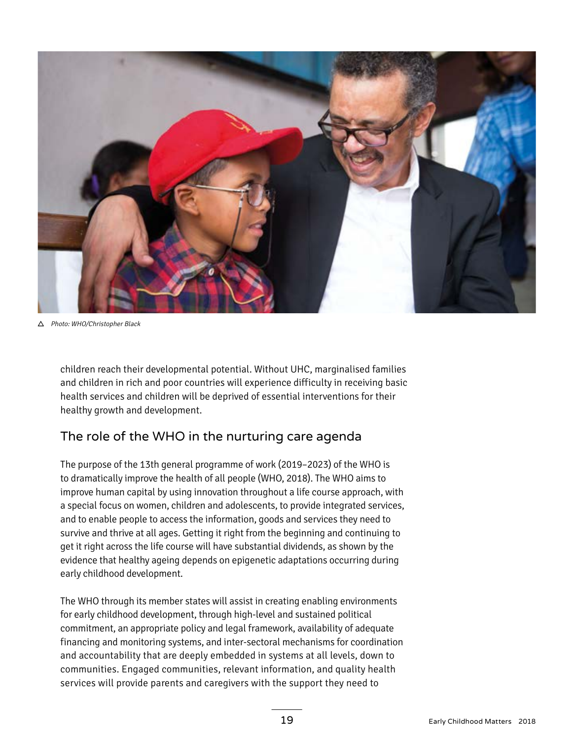△ *Photo: WHO/Christopher Black*

children reach their developmental potential. Without UHC, marginalised families and children in rich and poor countries will experience difficulty in receiving basic health services and children will be deprived of essential interventions for their healthy growth and development.

## The role of the WHO in the nurturing care agenda

The purpose of the 13th general programme of work (2019–2023) of the WHO is to dramatically improve the health of all people (WHO, 2018). The WHO aims to improve human capital by using innovation throughout a life course approach, with a special focus on women, children and adolescents, to provide integrated services, and to enable people to access the information, goods and services they need to survive and thrive at all ages. Getting it right from the beginning and continuing to get it right across the life course will have substantial dividends, as shown by the evidence that healthy ageing depends on epigenetic adaptations occurring during early childhood development.

The WHO through its member states will assist in creating enabling environments for early childhood development, through high-level and sustained political commitment, an appropriate policy and legal framework, availability of adequate financing and monitoring systems, and inter-sectoral mechanisms for coordination and accountability that are deeply embedded in systems at all levels, down to communities. Engaged communities, relevant information, and quality health services will provide parents and caregivers with the support they need to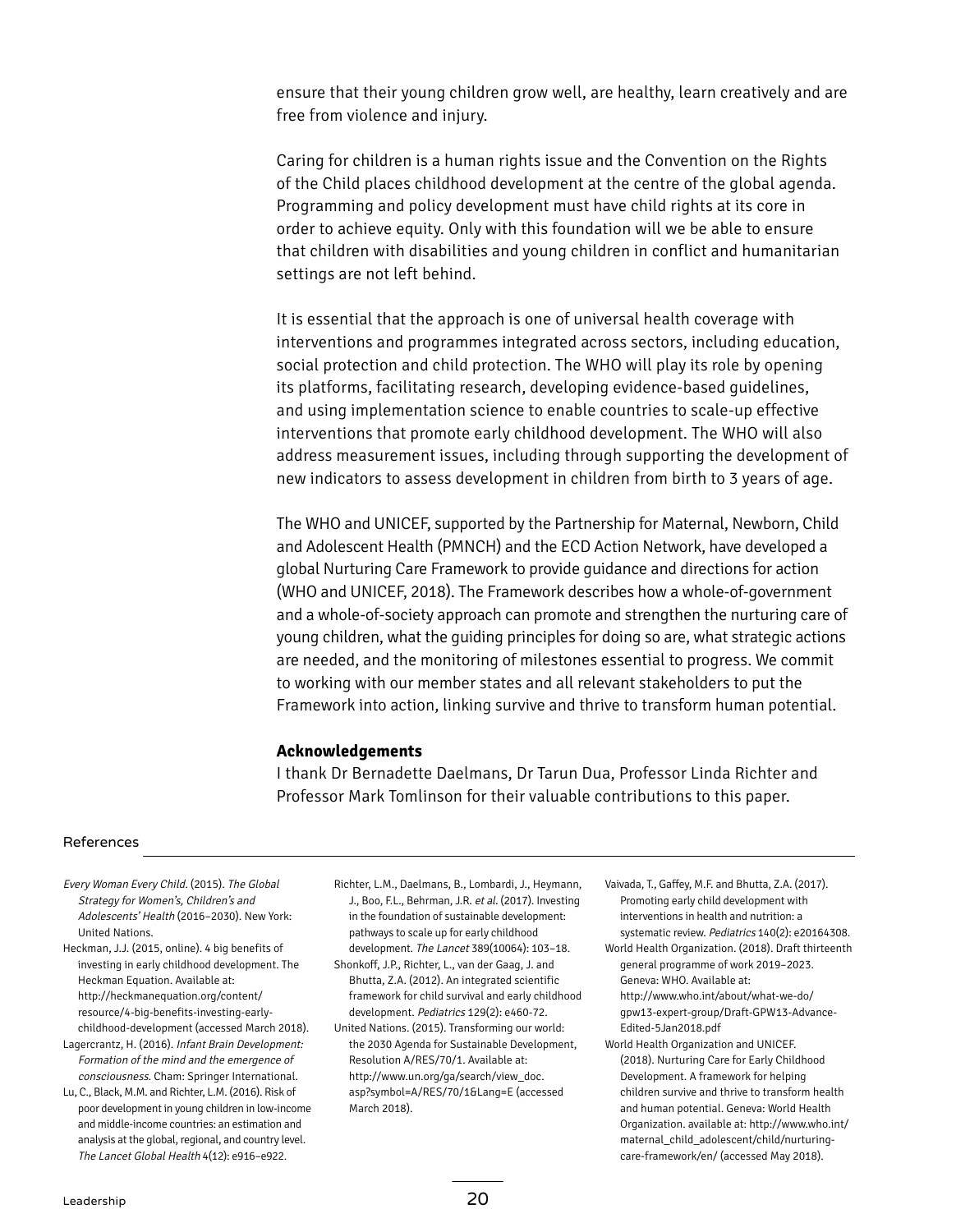ensure that their young children grow well, are healthy, learn creatively and are free from violence and injury.

Caring for children is a human rights issue and the Convention on the Rights of the Child places childhood development at the centre of the global agenda. Programming and policy development must have child rights at its core in order to achieve equity. Only with this foundation will we be able to ensure that children with disabilities and young children in conflict and humanitarian settings are not left behind.

It is essential that the approach is one of universal health coverage with interventions and programmes integrated across sectors, including education, social protection and child protection. The WHO will play its role by opening its platforms, facilitating research, developing evidence-based guidelines, and using implementation science to enable countries to scale-up effective interventions that promote early childhood development. The WHO will also address measurement issues, including through supporting the development of new indicators to assess development in children from birth to 3 years of age.

The WHO and UNICEF, supported by the Partnership for Maternal, Newborn, Child and Adolescent Health (PMNCH) and the ECD Action Network, have developed a global Nurturing Care Framework to provide guidance and directions for action (WHO and UNICEF, 2018). The Framework describes how a whole-of-government and a whole-of-society approach can promote and strengthen the nurturing care of young children, what the guiding principles for doing so are, what strategic actions are needed, and the monitoring of milestones essential to progress. We commit to working with our member states and all relevant stakeholders to put the Framework into action, linking survive and thrive to transform human potential.

**Acknowledgements**

I thank Dr Bernadette Daelmans, Dr Tarun Dua, Professor Linda Richter and Professor Mark Tomlinson for their valuable contributions to this paper.

## References

*Every Woman Every Child.* (2015). *The Global Strategy for Women's, Children's and Adolescents' Health* (2016–2030). New York: United Nations.

Heckman, J.J. (2015, online). 4 big benefits of investing in early childhood development. The Heckman Equation. Available at: http://heckmanequation.org/content/resource/4-big-benefits-investing-early-childhood-development (accessed March 2018).

Lagercrantz, H. (2016). *Infant Brain Development: Formation of the mind and the emergence of consciousness.* Cham: Springer International.

Lu, C., Black, M.M. and Richter, L.M. (2016). Risk of poor development in young children in low-income and middle-income countries: an estimation and analysis at the global, regional, and country level. *The Lancet Global Health* 4(12): e916–e922.

Richter, L.M., Daelmans, B., Lombardi, J., Heymann, J., Boo, F.L., Behrman, J.R. *et al.* (2017). Investing in the foundation of sustainable development: pathways to scale up for early childhood development. *The Lancet* 389(10064): 103–18.

Shonkoff, J.P., Richter, L., van der Gaag, J. and Bhutta, Z.A. (2012). An integrated scientific framework for child survival and early childhood development. *Pediatrics* 129(2): e460-72.

United Nations. (2015). Transforming our world: the 2030 Agenda for Sustainable Development, Resolution A/RES/70/1. Available at: http://www.un.org/ga/search/view_doc.asp?symbol=A/RES/70/1&Lang=E (accessed March 2018).

Vaivada, T., Gaffey, M.F. and Bhutta, Z.A. (2017). Promoting early child development with interventions in health and nutrition: a systematic review. *Pediatrics* 140(2): e20164308.

World Health Organization. (2018). Draft thirteenth general programme of work 2019–2023. Geneva: WHO. Available at: http://www.who.int/about/what-we-do/gpw13-expert-group/Draft-GPW13-Advance-Edited-5Jan2018.pdf

World Health Organization and UNICEF. (2018). Nurturing Care for Early Childhood Development. A framework for helping children survive and thrive to transform health and human potential. Geneva: World Health Organization. available at: http://www.who.int/maternal_child_adolescent/child/nurturing-care-framework/en/ (accessed May 2018).